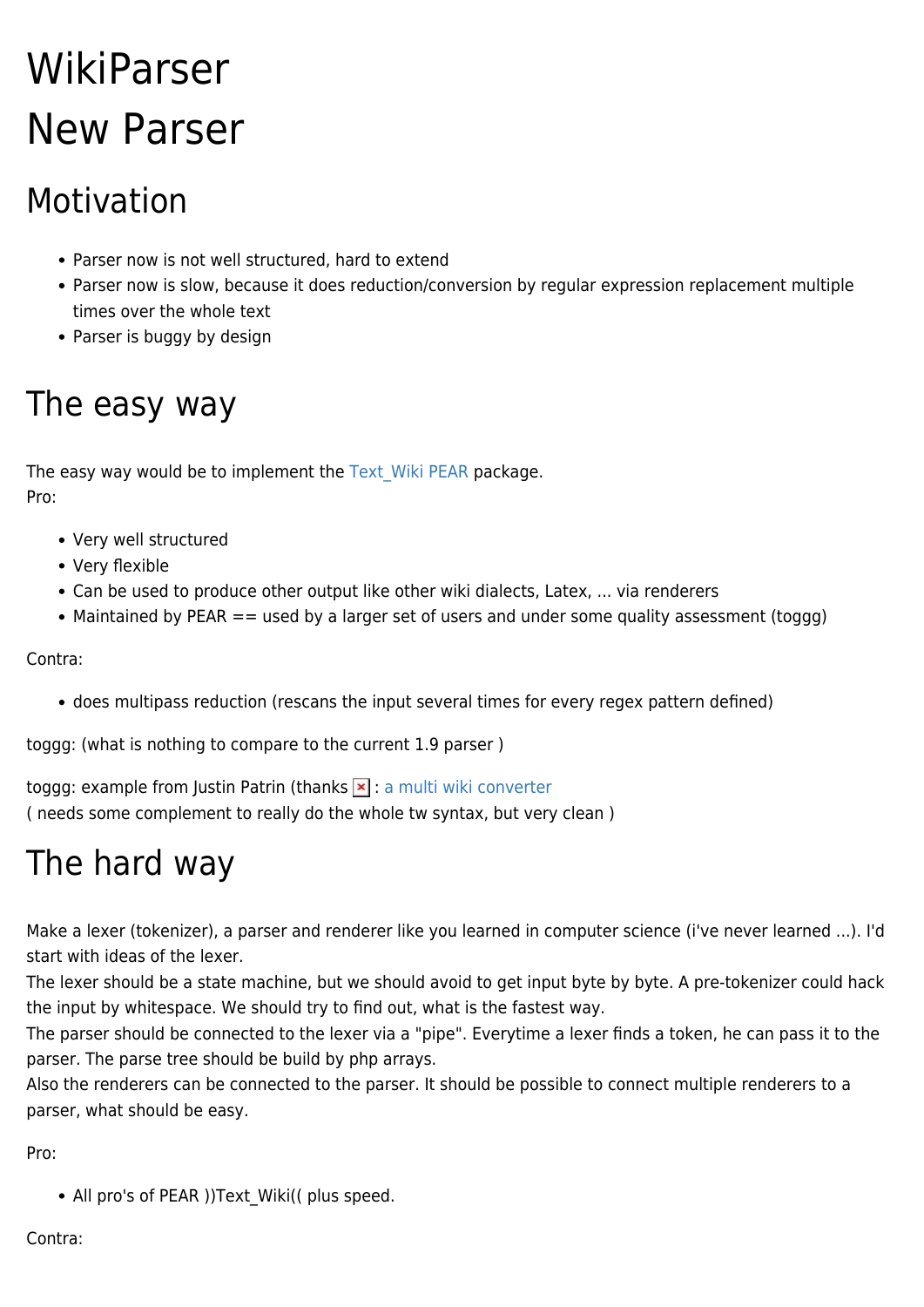# WikiParser

# New Parser

## Motivation

- Parser now is not well structured, hard to extend
- Parser now is slow, because it does reduction/conversion by regular expression replacement multiple times over the whole text
- Parser is buggy by design

## The easy way

The easy way would be to implement the Text_Wiki PEAR package.
Pro:

- Very well structured
- Very flexible
- Can be used to produce other output like other wiki dialects, Latex, ... via renderers
- Maintained by PEAR == used by a larger set of users and under some quality assessment (toggg)

Contra:

- does multipass reduction (rescans the input several times for every regex pattern defined)

toggg: (what is nothing to compare to the current 1.9 parser )

toggg: example from Justin Patrin (thanks : a multi wiki converter
( needs some complement to really do the whole tw syntax, but very clean )

## The hard way

Make a lexer (tokenizer), a parser and renderer like you learned in computer science (i've never learned ...). I'd start with ideas of the lexer.
The lexer should be a state machine, but we should avoid to get input byte by byte. A pre-tokenizer could hack the input by whitespace. We should try to find out, what is the fastest way.
The parser should be connected to the lexer via a "pipe". Everytime a lexer finds a token, he can pass it to the parser. The parse tree should be build by php arrays.
Also the renderers can be connected to the parser. It should be possible to connect multiple renderers to a parser, what should be easy.

Pro:

- All pro's of PEAR ))Text_Wiki(( plus speed.

Contra: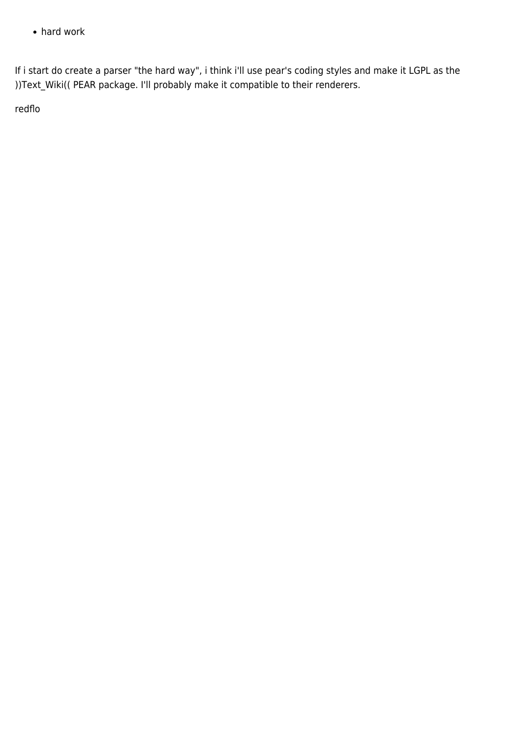- hard work

If i start do create a parser "the hard way", i think i'll use pear's coding styles and make it LGPL as the ))Text_Wiki(( PEAR package. I'll probably make it compatible to their renderers.

redflo